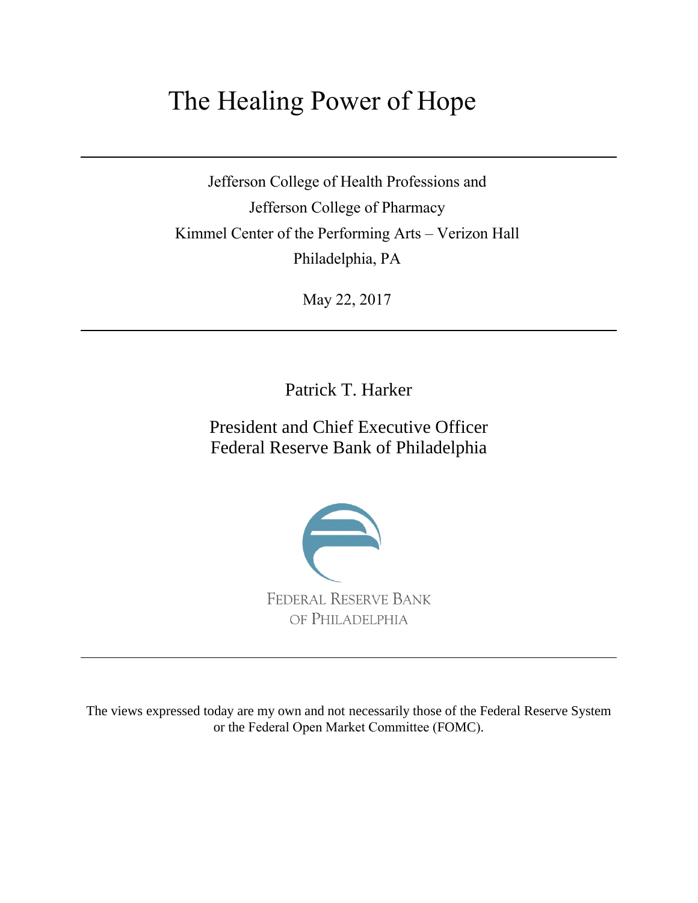# The Healing Power of Hope

Jefferson College of Health Professions and
Jefferson College of Pharmacy
Kimmel Center of the Performing Arts – Verizon Hall
Philadelphia, PA

May 22, 2017

Patrick T. Harker

President and Chief Executive Officer
Federal Reserve Bank of Philadelphia

FEDERAL RESERVE BANK
OF PHILADELPHIA

The views expressed today are my own and not necessarily those of the Federal Reserve System or the Federal Open Market Committee (FOMC).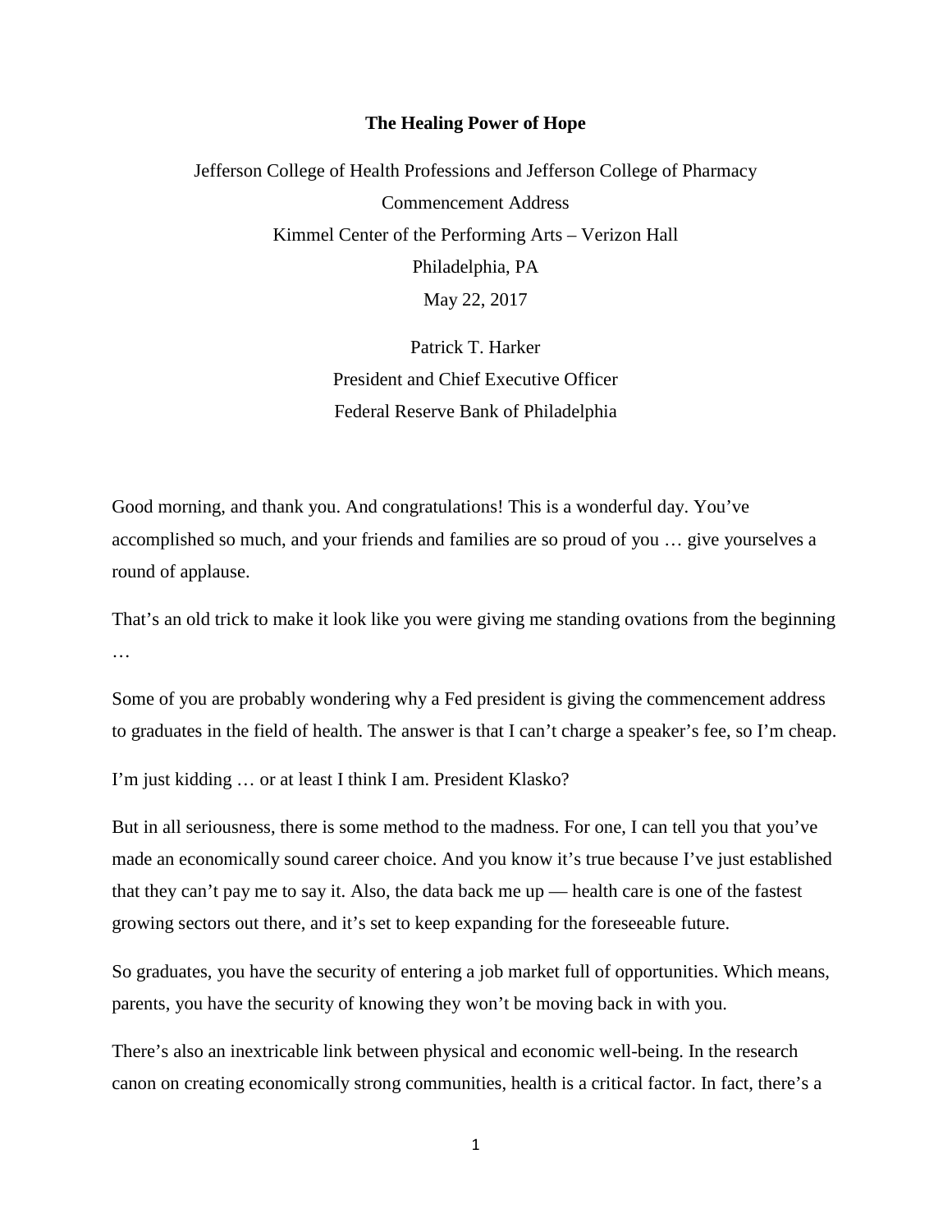**The Healing Power of Hope**

Jefferson College of Health Professions and Jefferson College of Pharmacy
Commencement Address
Kimmel Center of the Performing Arts – Verizon Hall
Philadelphia, PA
May 22, 2017

Patrick T. Harker
President and Chief Executive Officer
Federal Reserve Bank of Philadelphia

Good morning, and thank you. And congratulations! This is a wonderful day. You've accomplished so much, and your friends and families are so proud of you … give yourselves a round of applause.

That's an old trick to make it look like you were giving me standing ovations from the beginning …

Some of you are probably wondering why a Fed president is giving the commencement address to graduates in the field of health. The answer is that I can't charge a speaker's fee, so I'm cheap.

I'm just kidding … or at least I think I am. President Klasko?

But in all seriousness, there is some method to the madness. For one, I can tell you that you've made an economically sound career choice. And you know it's true because I've just established that they can't pay me to say it. Also, the data back me up — health care is one of the fastest growing sectors out there, and it's set to keep expanding for the foreseeable future.

So graduates, you have the security of entering a job market full of opportunities. Which means, parents, you have the security of knowing they won't be moving back in with you.

There's also an inextricable link between physical and economic well-being. In the research canon on creating economically strong communities, health is a critical factor. In fact, there's a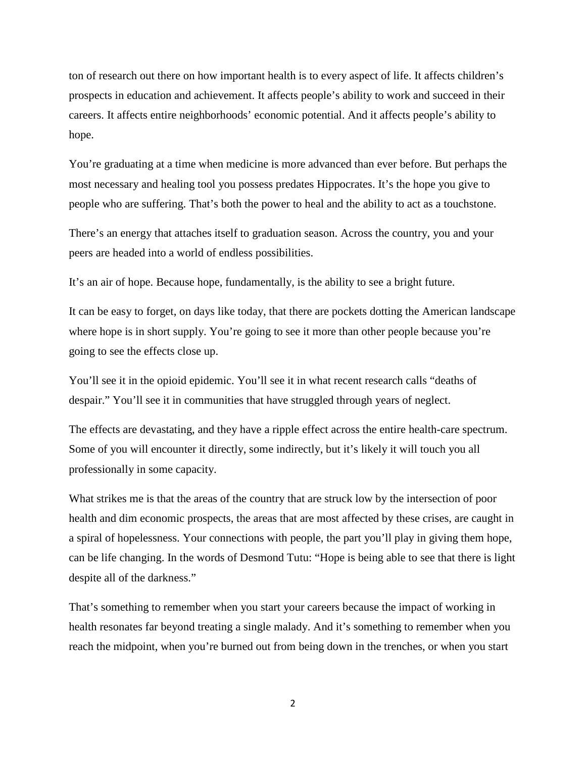ton of research out there on how important health is to every aspect of life. It affects children's prospects in education and achievement. It affects people's ability to work and succeed in their careers. It affects entire neighborhoods' economic potential. And it affects people's ability to hope.

You're graduating at a time when medicine is more advanced than ever before. But perhaps the most necessary and healing tool you possess predates Hippocrates. It's the hope you give to people who are suffering. That's both the power to heal and the ability to act as a touchstone.

There's an energy that attaches itself to graduation season. Across the country, you and your peers are headed into a world of endless possibilities.

It's an air of hope. Because hope, fundamentally, is the ability to see a bright future.

It can be easy to forget, on days like today, that there are pockets dotting the American landscape where hope is in short supply. You're going to see it more than other people because you're going to see the effects close up.

You'll see it in the opioid epidemic. You'll see it in what recent research calls "deaths of despair." You'll see it in communities that have struggled through years of neglect.

The effects are devastating, and they have a ripple effect across the entire health-care spectrum. Some of you will encounter it directly, some indirectly, but it's likely it will touch you all professionally in some capacity.

What strikes me is that the areas of the country that are struck low by the intersection of poor health and dim economic prospects, the areas that are most affected by these crises, are caught in a spiral of hopelessness. Your connections with people, the part you'll play in giving them hope, can be life changing. In the words of Desmond Tutu: "Hope is being able to see that there is light despite all of the darkness."

That's something to remember when you start your careers because the impact of working in health resonates far beyond treating a single malady. And it's something to remember when you reach the midpoint, when you're burned out from being down in the trenches, or when you start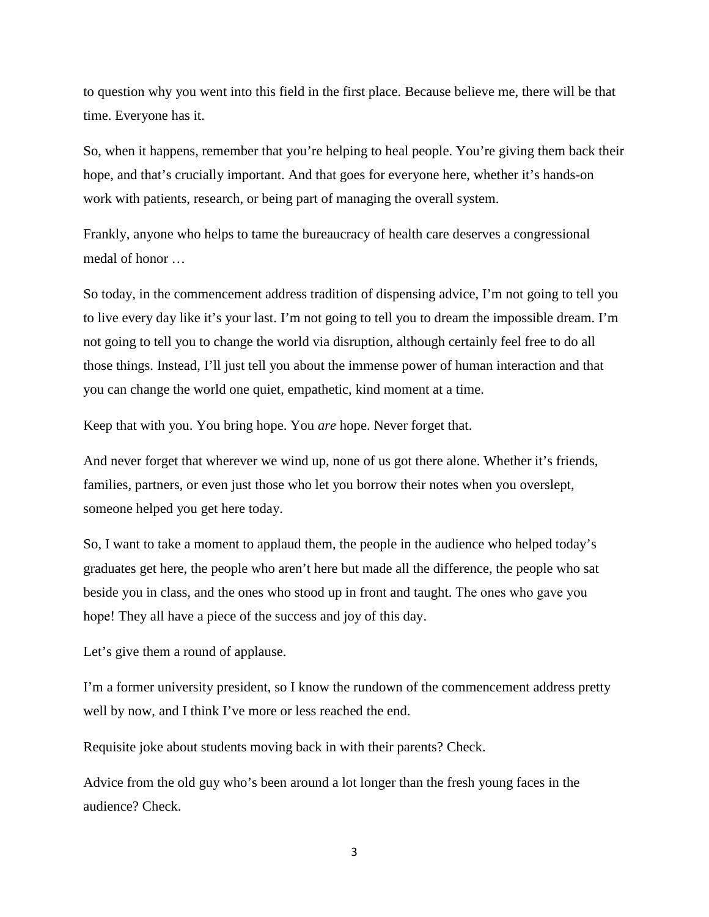to question why you went into this field in the first place. Because believe me, there will be that time. Everyone has it.

So, when it happens, remember that you're helping to heal people. You're giving them back their hope, and that's crucially important. And that goes for everyone here, whether it's hands-on work with patients, research, or being part of managing the overall system.

Frankly, anyone who helps to tame the bureaucracy of health care deserves a congressional medal of honor …

So today, in the commencement address tradition of dispensing advice, I'm not going to tell you to live every day like it's your last. I'm not going to tell you to dream the impossible dream. I'm not going to tell you to change the world via disruption, although certainly feel free to do all those things. Instead, I'll just tell you about the immense power of human interaction and that you can change the world one quiet, empathetic, kind moment at a time.

Keep that with you. You bring hope. You *are* hope. Never forget that.

And never forget that wherever we wind up, none of us got there alone. Whether it's friends, families, partners, or even just those who let you borrow their notes when you overslept, someone helped you get here today.

So, I want to take a moment to applaud them, the people in the audience who helped today's graduates get here, the people who aren't here but made all the difference, the people who sat beside you in class, and the ones who stood up in front and taught. The ones who gave you hope! They all have a piece of the success and joy of this day.

Let's give them a round of applause.

I'm a former university president, so I know the rundown of the commencement address pretty well by now, and I think I've more or less reached the end.

Requisite joke about students moving back in with their parents? Check.

Advice from the old guy who's been around a lot longer than the fresh young faces in the audience? Check.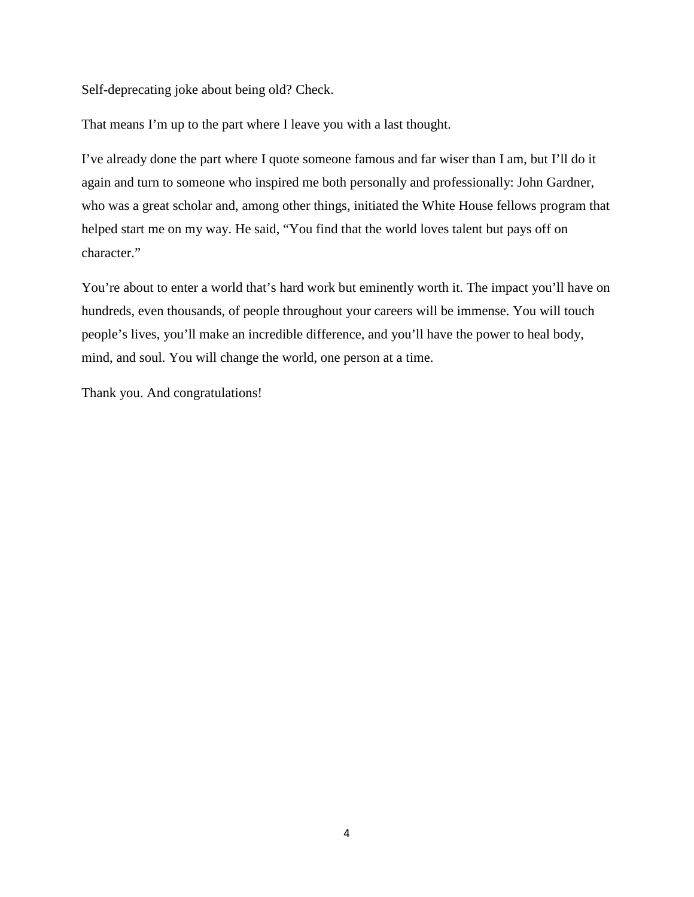Self-deprecating joke about being old? Check.

That means I'm up to the part where I leave you with a last thought.

I've already done the part where I quote someone famous and far wiser than I am, but I'll do it again and turn to someone who inspired me both personally and professionally: John Gardner, who was a great scholar and, among other things, initiated the White House fellows program that helped start me on my way. He said, "You find that the world loves talent but pays off on character."

You're about to enter a world that's hard work but eminently worth it. The impact you'll have on hundreds, even thousands, of people throughout your careers will be immense. You will touch people's lives, you'll make an incredible difference, and you'll have the power to heal body, mind, and soul. You will change the world, one person at a time.

Thank you. And congratulations!